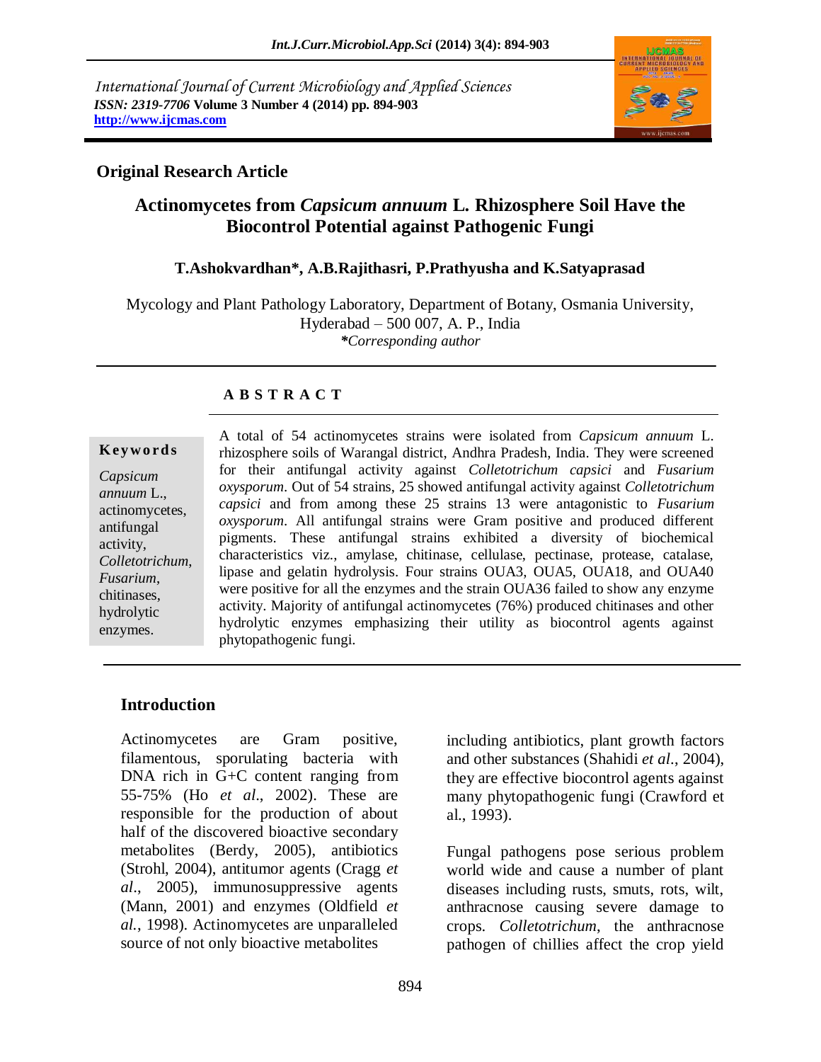International Journal of Current Microbiology and Applied Sciences
*ISSN: 2319-7706* **Volume 3 Number 4 (2014) pp. 894-903**
**http://www.ijcmas.com**

**Original Research Article**

# Actinomycetes from *Capsicum annuum* L. Rhizosphere Soil Have the Biocontrol Potential against Pathogenic Fungi

**T.Ashokvardhan\*, A.B.Rajithasri, P.Prathyusha and K.Satyaprasad**

Mycology and Plant Pathology Laboratory, Department of Botany, Osmania University, Hyderabad – 500 007, A. P., India
*\*Corresponding author*

## A B S T R A C T

**Keywords**

*Capsicum annuum* L., actinomycetes, antifungal activity, *Colletotrichum*, *Fusarium*, chitinases, hydrolytic enzymes.

A total of 54 actinomycetes strains were isolated from *Capsicum annuum* L. rhizosphere soils of Warangal district, Andhra Pradesh, India. They were screened for their antifungal activity against *Colletotrichum capsici* and *Fusarium oxysporum*. Out of 54 strains, 25 showed antifungal activity against *Colletotrichum capsici* and from among these 25 strains 13 were antagonistic to *Fusarium oxysporum*. All antifungal strains were Gram positive and produced different pigments. These antifungal strains exhibited a diversity of biochemical characteristics viz., amylase, chitinase, cellulase, pectinase, protease, catalase, lipase and gelatin hydrolysis. Four strains OUA3, OUA5, OUA18, and OUA40 were positive for all the enzymes and the strain OUA36 failed to show any enzyme activity. Majority of antifungal actinomycetes (76%) produced chitinases and other hydrolytic enzymes emphasizing their utility as biocontrol agents against phytopathogenic fungi.

## Introduction

Actinomycetes are Gram positive, filamentous, sporulating bacteria with DNA rich in G+C content ranging from 55-75% (Ho *et al*., 2002). These are responsible for the production of about half of the discovered bioactive secondary metabolites (Berdy, 2005), antibiotics (Strohl, 2004), antitumor agents (Cragg *et al*., 2005), immunosuppressive agents (Mann, 2001) and enzymes (Oldfield *et al*., 1998). Actinomycetes are unparalleled source of not only bioactive metabolites including antibiotics, plant growth factors and other substances (Shahidi *et al*., 2004), they are effective biocontrol agents against many phytopathogenic fungi (Crawford et al., 1993).

Fungal pathogens pose serious problem world wide and cause a number of plant diseases including rusts, smuts, rots, wilt, anthracnose causing severe damage to crops. *Colletotrichum*, the anthracnose pathogen of chillies affect the crop yield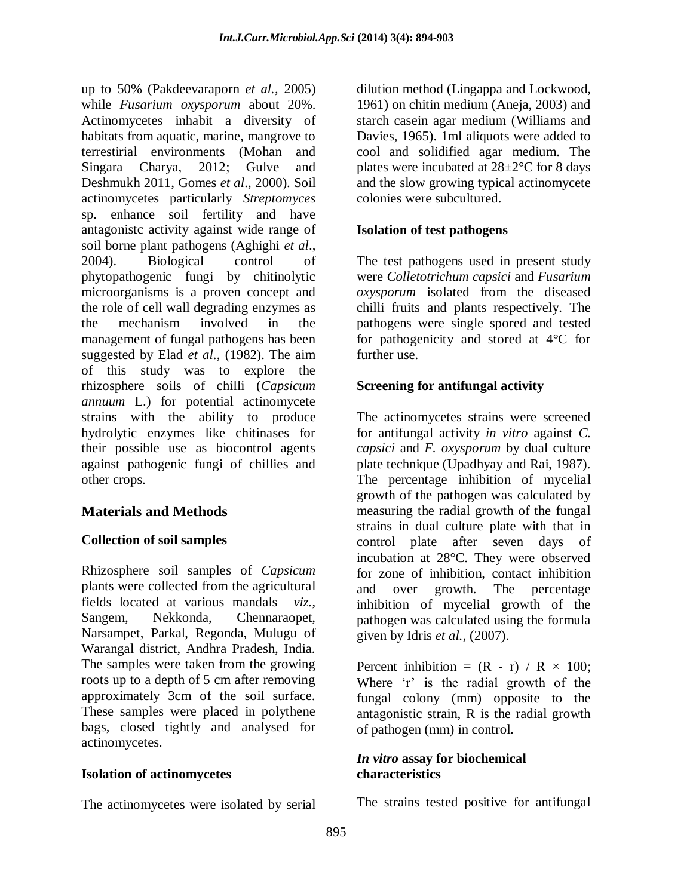up to 50% (Pakdeevaraporn *et al.,* 2005) while *Fusarium oxysporum* about 20%. Actinomycetes inhabit a diversity of habitats from aquatic, marine, mangrove to terrestirial environments (Mohan and Singara Charya, 2012; Gulve and Deshmukh 2011, Gomes *et al*., 2000). Soil actinomycetes particularly *Streptomyces* sp. enhance soil fertility and have antagonistc activity against wide range of soil borne plant pathogens (Aghighi *et al*., 2004). Biological control of phytopathogenic fungi by chitinolytic microorganisms is a proven concept and the role of cell wall degrading enzymes as the mechanism involved in the management of fungal pathogens has been suggested by Elad *et al*., (1982). The aim of this study was to explore the rhizosphere soils of chilli (*Capsicum annuum* L.) for potential actinomycete strains with the ability to produce hydrolytic enzymes like chitinases for their possible use as biocontrol agents against pathogenic fungi of chillies and other crops.

## Materials and Methods

### Collection of soil samples

Rhizosphere soil samples of *Capsicum* plants were collected from the agricultural fields located at various mandals *viz.*, Sangem, Nekkonda, Chennaraopet, Narsampet, Parkal, Regonda, Mulugu of Warangal district, Andhra Pradesh, India. The samples were taken from the growing roots up to a depth of 5 cm after removing approximately 3cm of the soil surface. These samples were placed in polythene bags, closed tightly and analysed for actinomycetes.

### Isolation of actinomycetes

The actinomycetes were isolated by serial dilution method (Lingappa and Lockwood, 1961) on chitin medium (Aneja, 2003) and starch casein agar medium (Williams and Davies, 1965). 1ml aliquots were added to cool and solidified agar medium. The plates were incubated at 28±2°C for 8 days and the slow growing typical actinomycete colonies were subcultured.

### Isolation of test pathogens

The test pathogens used in present study were *Colletotrichum capsici* and *Fusarium oxysporum* isolated from the diseased chilli fruits and plants respectively. The pathogens were single spored and tested for pathogenicity and stored at 4°C for further use.

### Screening for antifungal activity

The actinomycetes strains were screened for antifungal activity *in vitro* against *C. capsici* and *F. oxysporum* by dual culture plate technique (Upadhyay and Rai, 1987). The percentage inhibition of mycelial growth of the pathogen was calculated by measuring the radial growth of the fungal strains in dual culture plate with that in control plate after seven days of incubation at 28°C. They were observed for zone of inhibition, contact inhibition and over growth. The percentage inhibition of mycelial growth of the pathogen was calculated using the formula given by Idris *et al.,* (2007).

Percent inhibition = $(R - r) / R \times 100$; Where 'r' is the radial growth of the fungal colony (mm) opposite to the antagonistic strain, R is the radial growth of pathogen (mm) in control.

### *In vitro* assay for biochemical characteristics

The strains tested positive for antifungal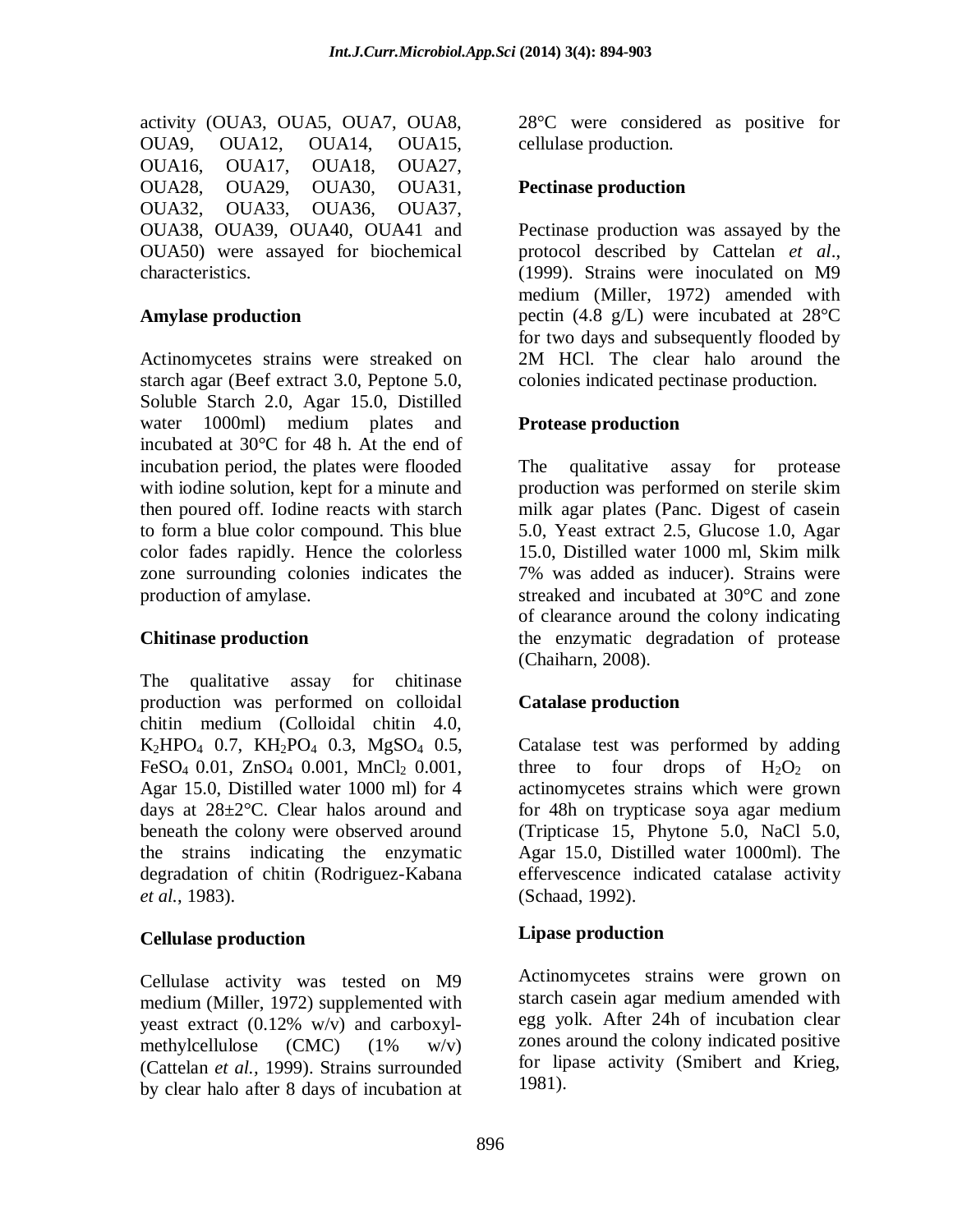activity (OUA3, OUA5, OUA7, OUA8, OUA9, OUA12, OUA14, OUA15, OUA16, OUA17, OUA18, OUA27, OUA28, OUA29, OUA30, OUA31, OUA32, OUA33, OUA36, OUA37, OUA38, OUA39, OUA40, OUA41 and OUA50) were assayed for biochemical characteristics.

### Amylase production

Actinomycetes strains were streaked on starch agar (Beef extract 3.0, Peptone 5.0, Soluble Starch 2.0, Agar 15.0, Distilled water 1000ml) medium plates and incubated at 30°C for 48 h. At the end of incubation period, the plates were flooded with iodine solution, kept for a minute and then poured off. Iodine reacts with starch to form a blue color compound. This blue color fades rapidly. Hence the colorless zone surrounding colonies indicates the production of amylase.

### Chitinase production

The qualitative assay for chitinase production was performed on colloidal chitin medium (Colloidal chitin 4.0, $K_2HPO_4$ 0.7, $KH_2PO_4$ 0.3, $MgSO_4$ 0.5, $FeSO_4$ 0.01, $ZnSO_4$ 0.001, $MnCl_2$ 0.001, Agar 15.0, Distilled water 1000 ml) for 4 days at 28±2°C. Clear halos around and beneath the colony were observed around the strains indicating the enzymatic degradation of chitin (Rodriguez-Kabana *et al.*, 1983).

### Cellulase production

Cellulase activity was tested on M9 medium (Miller, 1972) supplemented with yeast extract (0.12% w/v) and carboxyl-methylcellulose (CMC) (1% w/v) (Cattelan *et al.*, 1999). Strains surrounded by clear halo after 8 days of incubation at 28°C were considered as positive for cellulase production.

### Pectinase production

Pectinase production was assayed by the protocol described by Cattelan *et al*., (1999). Strains were inoculated on M9 medium (Miller, 1972) amended with pectin (4.8 g/L) were incubated at 28°C for two days and subsequently flooded by 2M HCl. The clear halo around the colonies indicated pectinase production.

### Protease production

The qualitative assay for protease production was performed on sterile skim milk agar plates (Panc. Digest of casein 5.0, Yeast extract 2.5, Glucose 1.0, Agar 15.0, Distilled water 1000 ml, Skim milk 7% was added as inducer). Strains were streaked and incubated at 30°C and zone of clearance around the colony indicating the enzymatic degradation of protease (Chaiharn, 2008).

### Catalase production

Catalase test was performed by adding three to four drops of $H_2O_2$ on actinomycetes strains which were grown for 48h on trypticase soya agar medium (Tripticase 15, Phytone 5.0, NaCl 5.0, Agar 15.0, Distilled water 1000ml). The effervescence indicated catalase activity (Schaad, 1992).

### Lipase production

Actinomycetes strains were grown on starch casein agar medium amended with egg yolk. After 24h of incubation clear zones around the colony indicated positive for lipase activity (Smibert and Krieg, 1981).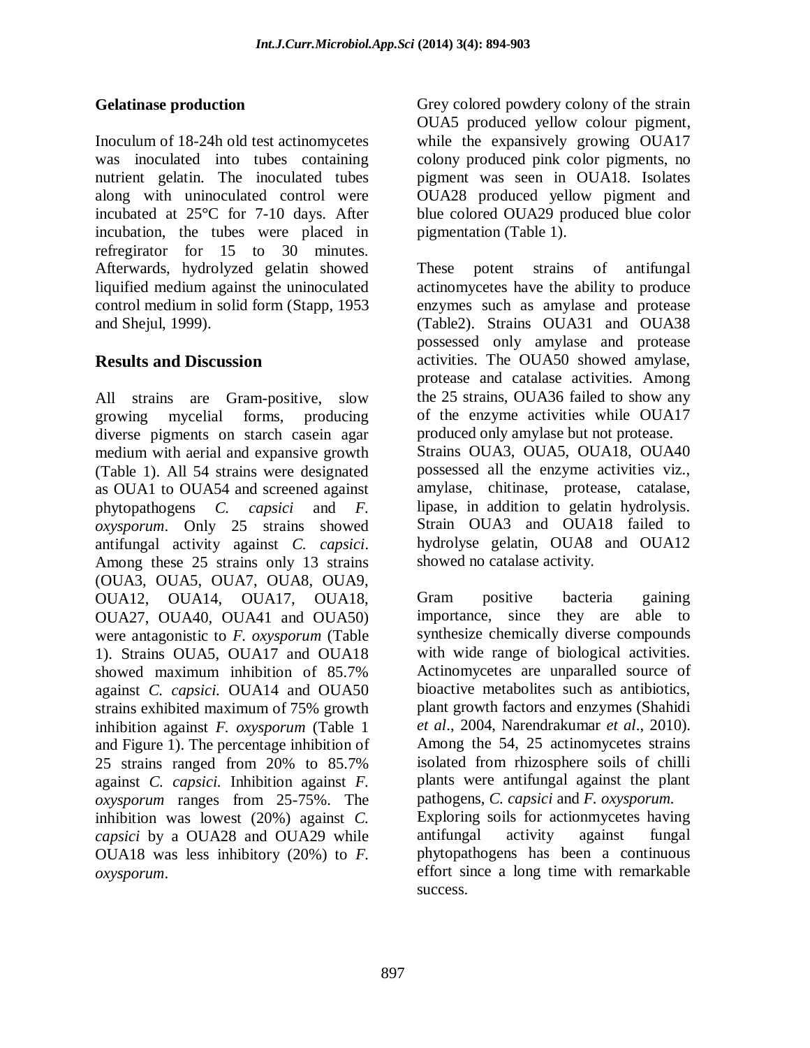### Gelatinase production

Inoculum of 18-24h old test actinomycetes was inoculated into tubes containing nutrient gelatin. The inoculated tubes along with uninoculated control were incubated at 25°C for 7-10 days. After incubation, the tubes were placed in refregirator for 15 to 30 minutes. Afterwards, hydrolyzed gelatin showed liquified medium against the uninoculated control medium in solid form (Stapp, 1953 and Shejul, 1999).

## Results and Discussion

All strains are Gram-positive, slow growing mycelial forms, producing diverse pigments on starch casein agar medium with aerial and expansive growth (Table 1). All 54 strains were designated as OUA1 to OUA54 and screened against phytopathogens *C. capsici* and *F. oxysporum*. Only 25 strains showed antifungal activity against *C. capsici*. Among these 25 strains only 13 strains (OUA3, OUA5, OUA7, OUA8, OUA9, OUA12, OUA14, OUA17, OUA18, OUA27, OUA40, OUA41 and OUA50) were antagonistic to *F. oxysporum* (Table 1). Strains OUA5, OUA17 and OUA18 showed maximum inhibition of 85.7% against *C. capsici.* OUA14 and OUA50 strains exhibited maximum of 75% growth inhibition against *F. oxysporum* (Table 1 and Figure 1). The percentage inhibition of 25 strains ranged from 20% to 85.7% against *C. capsici.* Inhibition against *F. oxysporum* ranges from 25-75%. The inhibition was lowest (20%) against *C. capsici* by a OUA28 and OUA29 while OUA18 was less inhibitory (20%) to *F. oxysporum*.

Grey colored powdery colony of the strain OUA5 produced yellow colour pigment, while the expansively growing OUA17 colony produced pink color pigments, no pigment was seen in OUA18. Isolates OUA28 produced yellow pigment and blue colored OUA29 produced blue color pigmentation (Table 1).

These potent strains of antifungal actinomycetes have the ability to produce enzymes such as amylase and protease (Table2). Strains OUA31 and OUA38 possessed only amylase and protease activities. The OUA50 showed amylase, protease and catalase activities. Among the 25 strains, OUA36 failed to show any of the enzyme activities while OUA17 produced only amylase but not protease. Strains OUA3, OUA5, OUA18, OUA40 possessed all the enzyme activities viz., amylase, chitinase, protease, catalase, lipase, in addition to gelatin hydrolysis. Strain OUA3 and OUA18 failed to hydrolyse gelatin, OUA8 and OUA12 showed no catalase activity.

Gram positive bacteria gaining importance, since they are able to synthesize chemically diverse compounds with wide range of biological activities. Actinomycetes are unparalled source of bioactive metabolites such as antibiotics, plant growth factors and enzymes (Shahidi *et al*., 2004, Narendrakumar *et al*., 2010). Among the 54, 25 actinomycetes strains isolated from rhizosphere soils of chilli plants were antifungal against the plant pathogens, *C. capsici* and *F. oxysporum.* Exploring soils for actionmycetes having antifungal activity against fungal phytopathogens has been a continuous effort since a long time with remarkable success.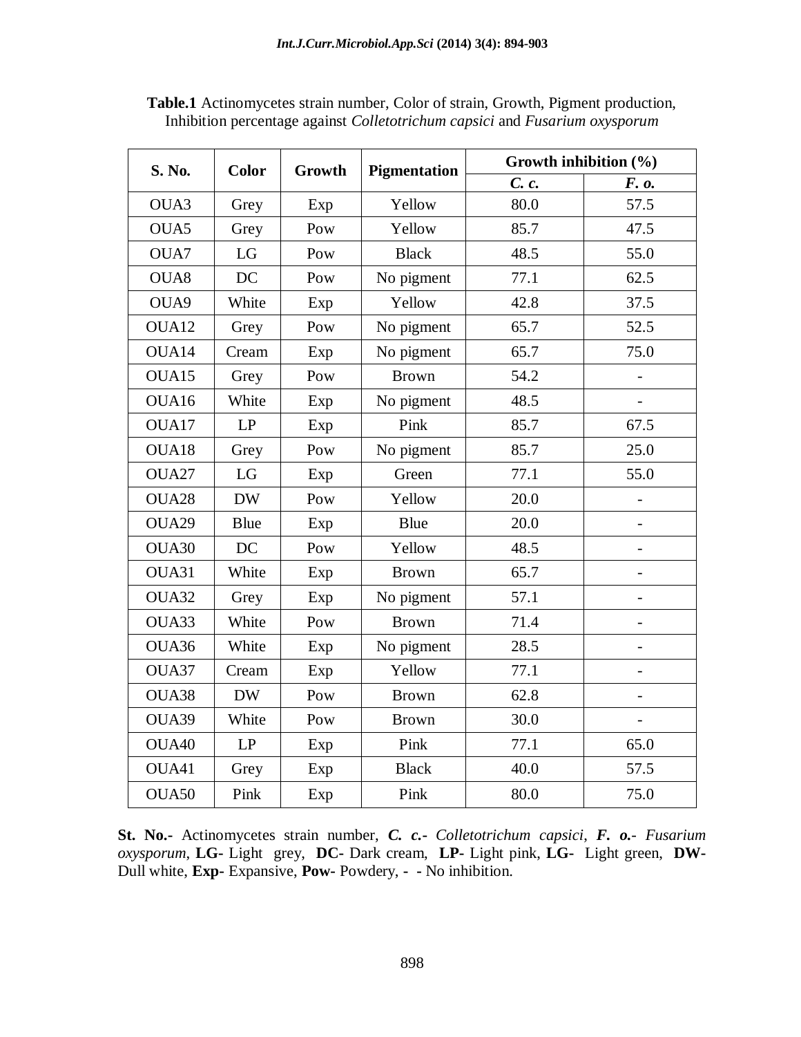**Table.1** Actinomycetes strain number, Color of strain, Growth, Pigment production, Inhibition percentage against *Colletotrichum capsici* and *Fusarium oxysporum*

| S. No. | Color | Growth | Pigmentation | Growth inhibition (%) | |
|---|---|---|---|---|---|
| | | | | *C. c.* | *F. o.* |
| OUA3 | Grey | Exp | Yellow | 80.0 | 57.5 |
| OUA5 | Grey | Pow | Yellow | 85.7 | 47.5 |
| OUA7 | LG | Pow | Black | 48.5 | 55.0 |
| OUA8 | DC | Pow | No pigment | 77.1 | 62.5 |
| OUA9 | White | Exp | Yellow | 42.8 | 37.5 |
| OUA12 | Grey | Pow | No pigment | 65.7 | 52.5 |
| OUA14 | Cream | Exp | No pigment | 65.7 | 75.0 |
| OUA15 | Grey | Pow | Brown | 54.2 | - |
| OUA16 | White | Exp | No pigment | 48.5 | - |
| OUA17 | LP | Exp | Pink | 85.7 | 67.5 |
| OUA18 | Grey | Pow | No pigment | 85.7 | 25.0 |
| OUA27 | LG | Exp | Green | 77.1 | 55.0 |
| OUA28 | DW | Pow | Yellow | 20.0 | - |
| OUA29 | Blue | Exp | Blue | 20.0 | - |
| OUA30 | DC | Pow | Yellow | 48.5 | - |
| OUA31 | White | Exp | Brown | 65.7 | - |
| OUA32 | Grey | Exp | No pigment | 57.1 | - |
| OUA33 | White | Pow | Brown | 71.4 | - |
| OUA36 | White | Exp | No pigment | 28.5 | - |
| OUA37 | Cream | Exp | Yellow | 77.1 | - |
| OUA38 | DW | Pow | Brown | 62.8 | - |
| OUA39 | White | Pow | Brown | 30.0 | - |
| OUA40 | LP | Exp | Pink | 77.1 | 65.0 |
| OUA41 | Grey | Exp | Black | 40.0 | 57.5 |
| OUA50 | Pink | Exp | Pink | 80.0 | 75.0 |

**St. No.-** Actinomycetes strain number, ***C. c.***- *Colletotrichum capsici*, ***F. o.***- *Fusarium oxysporum*, **LG-** Light grey, **DC**- Dark cream, **LP-** Light pink, **LG-** Light green, **DW-** Dull white, **Exp-** Expansive, **Pow-** Powdery, **-** - No inhibition.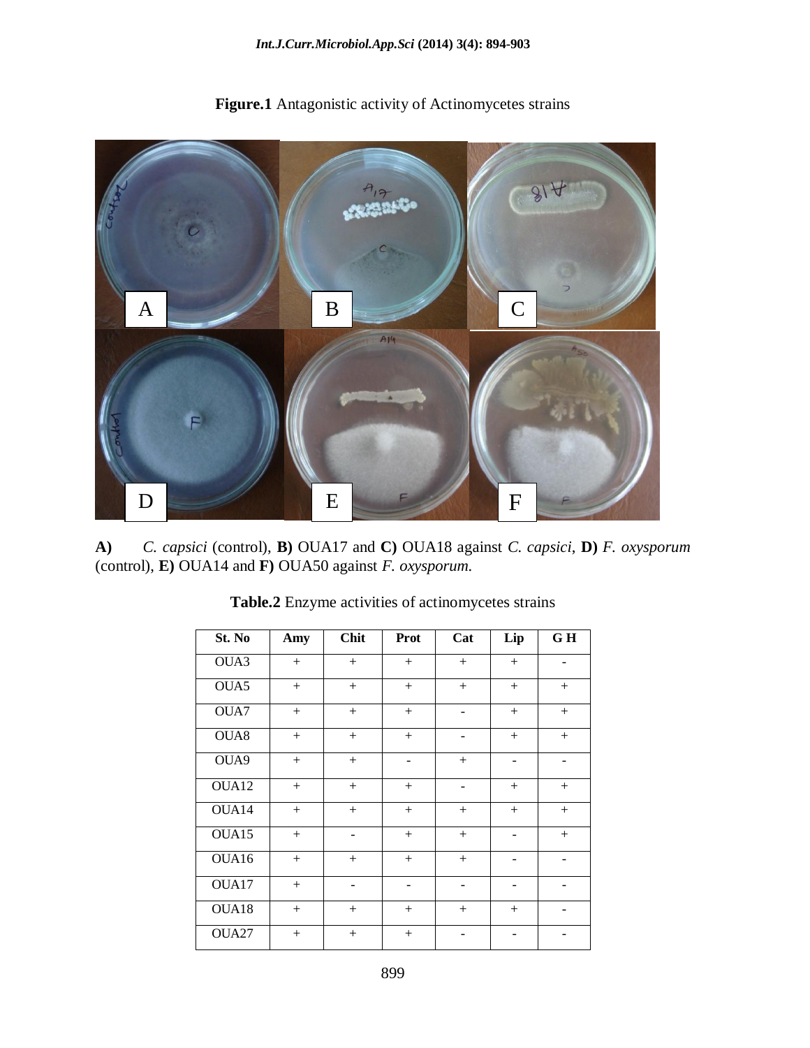**Figure.1** Antagonistic activity of Actinomycetes strains

**A)** *C. capsici* (control), **B)** OUA17 and **C)** OUA18 against *C. capsici*, **D)** *F. oxysporum* (control), **E)** OUA14 and **F)** OUA50 against *F. oxysporum.*

**Table.2** Enzyme activities of actinomycetes strains

| St. No | Amy | Chit | Prot | Cat | Lip | G H |
|---|---|---|---|---|---|---|
| OUA3 | + | + | + | + | + | - |
| OUA5 | + | + | + | + | + | + |
| OUA7 | + | + | + | - | + | + |
| OUA8 | + | + | + | - | + | + |
| OUA9 | + | + | - | + | - | - |
| OUA12 | + | + | + | - | + | + |
| OUA14 | + | + | + | + | + | + |
| OUA15 | + | - | + | + | - | + |
| OUA16 | + | + | + | + | - | - |
| OUA17 | + | - | - | - | - | - |
| OUA18 | + | + | + | + | + | - |
| OUA27 | + | + | + | - | - | - |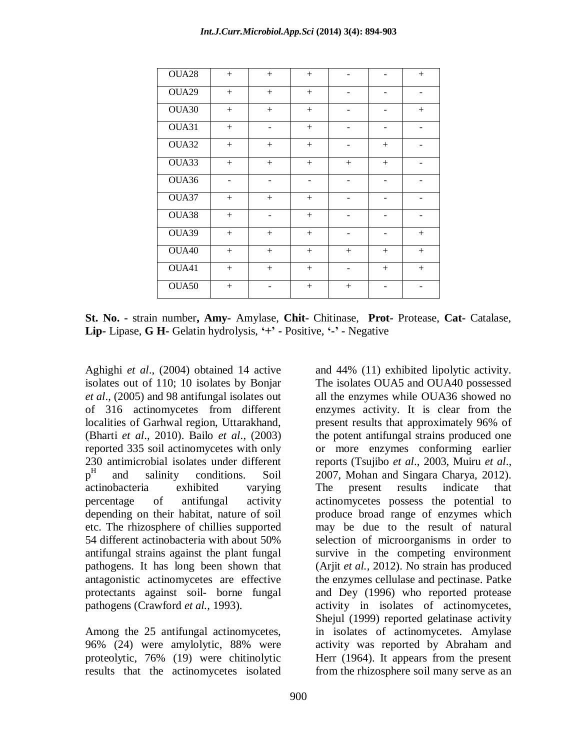| OUA28 | + | + | + | - | - | + |
|---|---|---|---|---|---|---|
| OUA29 | + | + | + | - | - | - |
| OUA30 | + | + | + | - | - | + |
| OUA31 | + | - | + | - | - | - |
| OUA32 | + | + | + | - | + | - |
| OUA33 | + | + | + | + | + | - |
| OUA36 | - | - | - | - | - | - |
| OUA37 | + | + | + | - | - | - |
| OUA38 | + | - | + | - | - | - |
| OUA39 | + | + | + | - | - | + |
| OUA40 | + | + | + | + | + | + |
| OUA41 | + | + | + | - | + | + |
| OUA50 | + | - | + | + | - | - |

**St. No.** - strain number**, Amy**- Amylase, **Chit**- Chitinase, **Prot**- Protease, **Cat**- Catalase, **Lip**- Lipase, **G H**- Gelatin hydrolysis, **'+'** - Positive, **'-'** - Negative

Aghighi *et al*., (2004) obtained 14 active isolates out of 110; 10 isolates by Bonjar *et al*., (2005) and 98 antifungal isolates out of 316 actinomycetes from different localities of Garhwal region, Uttarakhand, (Bharti *et al*., 2010). Bailo *et al*., (2003) reported 335 soil actinomycetes with only 230 antimicrobial isolates under different $p^H$ and salinity conditions. Soil actinobacteria exhibited varying percentage of antifungal activity depending on their habitat, nature of soil etc. The rhizosphere of chillies supported 54 different actinobacteria with about 50% antifungal strains against the plant fungal pathogens. It has long been shown that antagonistic actinomycetes are effective protectants against soil- borne fungal pathogens (Crawford *et al.*, 1993).

Among the 25 antifungal actinomycetes, 96% (24) were amylolytic, 88% were proteolytic, 76% (19) were chitinolytic and 44% (11) exhibited lipolytic activity. The isolates OUA5 and OUA40 possessed all the enzymes while OUA36 showed no enzymes activity. It is clear from the present results that approximately 96% of the potent antifungal strains produced one or more enzymes conforming earlier reports (Tsujibo *et al*., 2003, Muiru *et al*., 2007, Mohan and Singara Charya, 2012). The present results indicate that actinomycetes possess the potential to produce broad range of enzymes which may be due to the result of natural selection of microorganisms in order to survive in the competing environment (Arjit *et al.*, 2012). No strain has produced the enzymes cellulase and pectinase. Patke and Dey (1996) who reported protease activity in isolates of actinomycetes, Shejul (1999) reported gelatinase activity in isolates of actinomycetes. Amylase activity was reported by Abraham and Herr (1964). It appears from the present results that the actinomycetes isolated from the rhizosphere soil many serve as an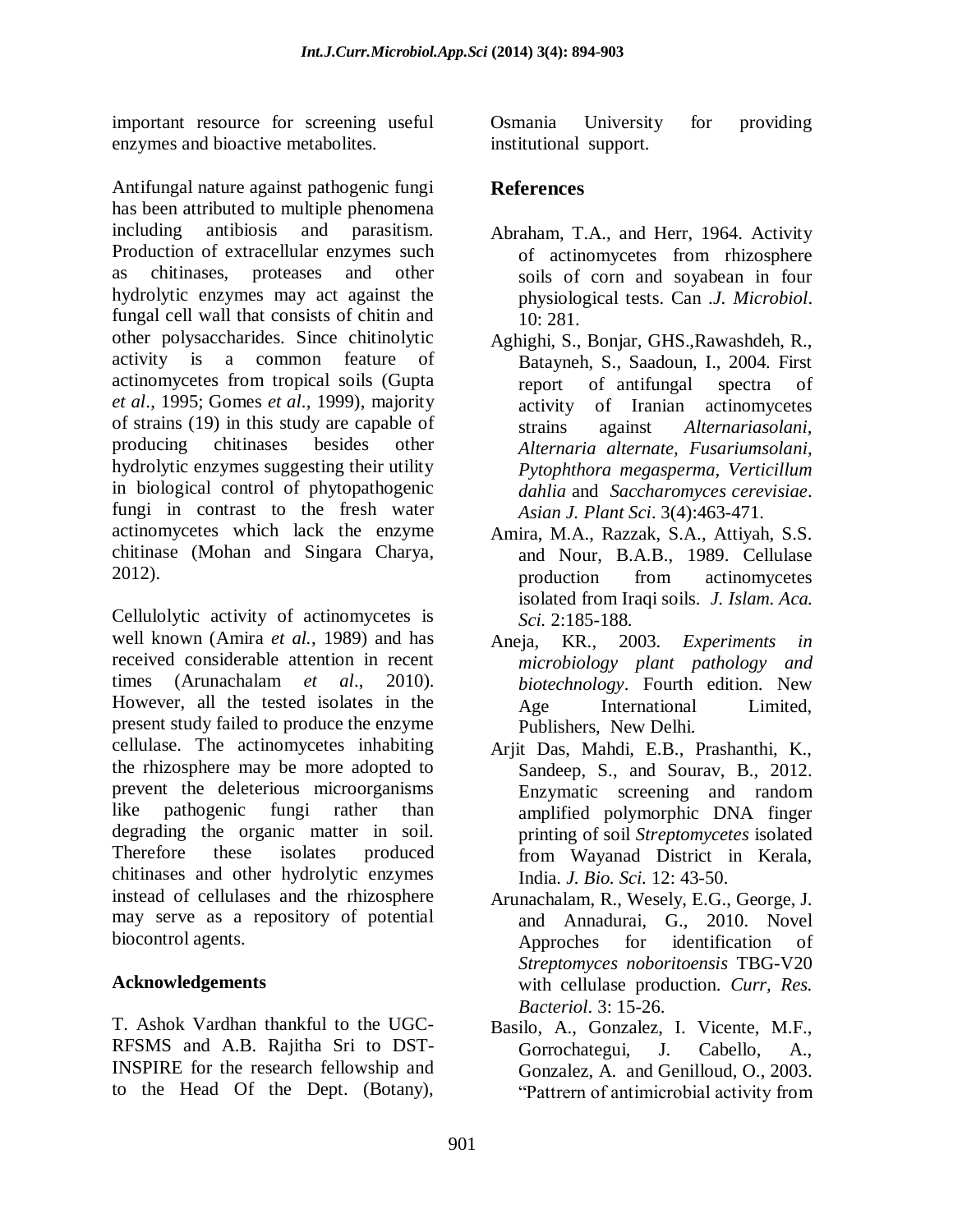important resource for screening useful enzymes and bioactive metabolites.

Antifungal nature against pathogenic fungi has been attributed to multiple phenomena including antibiosis and parasitism. Production of extracellular enzymes such as chitinases, proteases and other hydrolytic enzymes may act against the fungal cell wall that consists of chitin and other polysaccharides. Since chitinolytic activity is a common feature of actinomycetes from tropical soils (Gupta *et al*., 1995; Gomes *et al*., 1999), majority of strains (19) in this study are capable of producing chitinases besides other hydrolytic enzymes suggesting their utility in biological control of phytopathogenic fungi in contrast to the fresh water actinomycetes which lack the enzyme chitinase (Mohan and Singara Charya, 2012).

Cellulolytic activity of actinomycetes is well known (Amira *et al.*, 1989) and has received considerable attention in recent times (Arunachalam *et al*., 2010). However, all the tested isolates in the present study failed to produce the enzyme cellulase. The actinomycetes inhabiting the rhizosphere may be more adopted to prevent the deleterious microorganisms like pathogenic fungi rather than degrading the organic matter in soil. Therefore these isolates produced chitinases and other hydrolytic enzymes instead of cellulases and the rhizosphere may serve as a repository of potential biocontrol agents.

## Acknowledgements

T. Ashok Vardhan thankful to the UGC-RFSMS and A.B. Rajitha Sri to DST-INSPIRE for the research fellowship and to the Head Of the Dept. (Botany), Osmania University for providing institutional support.

## References

Abraham, T.A., and Herr, 1964. Activity of actinomycetes from rhizosphere soils of corn and soyabean in four physiological tests. Can .*J. Microbiol*. 10: 281.

Aghighi, S., Bonjar, GHS.,Rawashdeh, R., Batayneh, S., Saadoun, I., 2004. First report of antifungal spectra of activity of Iranian actinomycetes strains against *Alternariasolani, Alternaria alternate, Fusariumsolani, Pytophthora megasperma, Verticillum dahlia* and *Saccharomyces cerevisiae*. *Asian J. Plant Sci*. 3(4):463-471.

Amira, M.A., Razzak, S.A., Attiyah, S.S. and Nour, B.A.B., 1989. Cellulase production from actinomycetes isolated from Iraqi soils. *J. Islam. Aca. Sci.* 2:185-188.

Aneja, KR., 2003. *Experiments in microbiology plant pathology and biotechnology*. Fourth edition. New Age International Limited, Publishers, New Delhi.

Arjit Das, Mahdi, E.B., Prashanthi, K., Sandeep, S., and Sourav, B., 2012. Enzymatic screening and random amplified polymorphic DNA finger printing of soil *Streptomycetes* isolated from Wayanad District in Kerala, India. *J. Bio. Sci.* 12: 43-50.

Arunachalam, R., Wesely, E.G., George, J. and Annadurai, G., 2010. Novel Approches for identification of *Streptomyces noboritoensis* TBG-V20 with cellulase production. *Curr, Res. Bacteriol*. 3: 15-26.

Basilo, A., Gonzalez, I. Vicente, M.F., Gorrochategui, J. Cabello, A., Gonzalez, A. and Genilloud, O., 2003. "Pattrern of antimicrobial activity from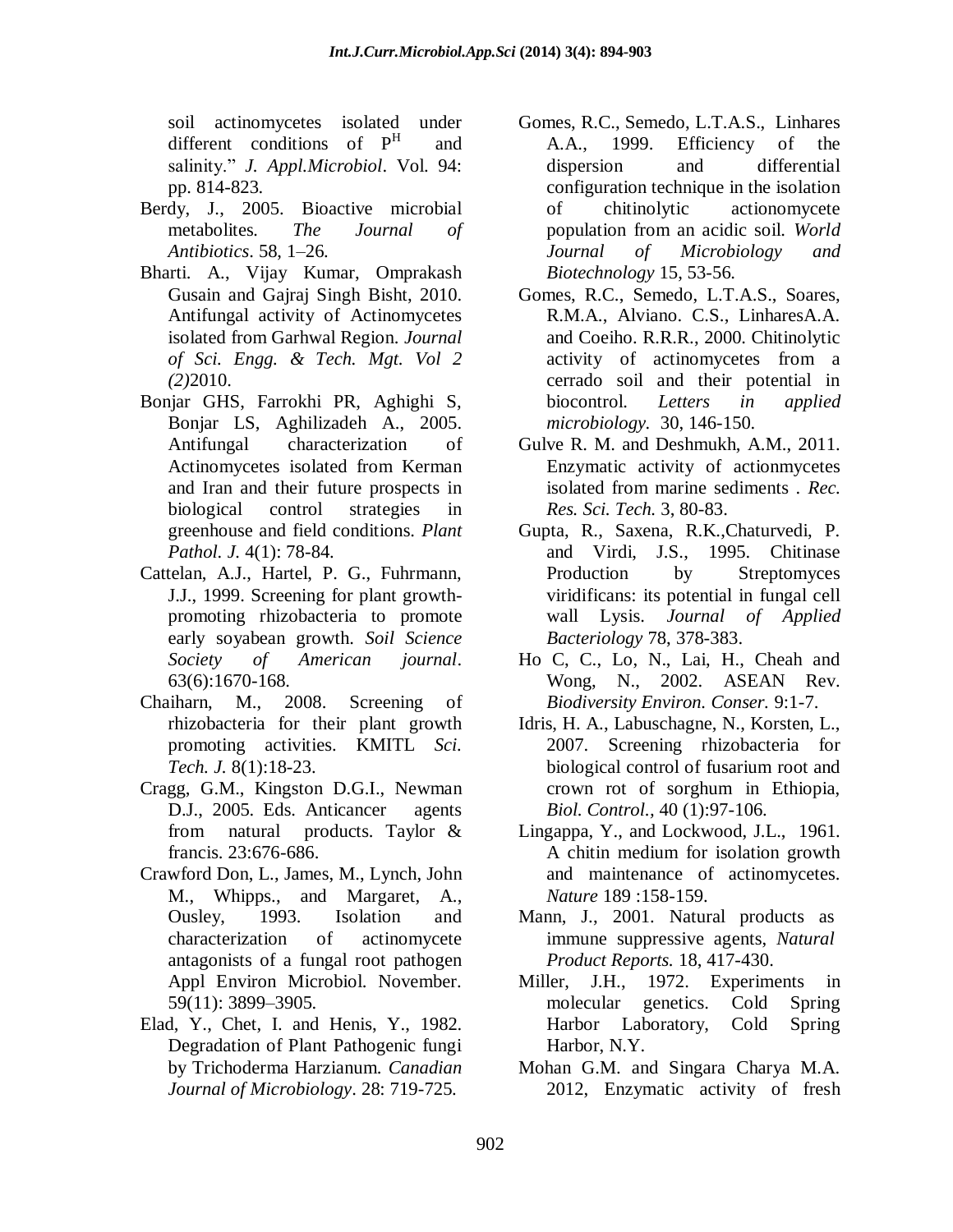soil actinomycetes isolated under different conditions of P[H] and salinity." *J. Appl.Microbiol*. Vol. 94: pp. 814-823.

Berdy, J., 2005. Bioactive microbial metabolites. *The Journal of Antibiotics*. 58, 1–26.

Bharti. A., Vijay Kumar, Omprakash Gusain and Gajraj Singh Bisht, 2010. Antifungal activity of Actinomycetes isolated from Garhwal Region. *Journal of Sci. Engg. & Tech. Mgt. Vol 2 (2)*2010.

Bonjar GHS, Farrokhi PR, Aghighi S, Bonjar LS, Aghilizadeh A., 2005. Antifungal characterization of Actinomycetes isolated from Kerman and Iran and their future prospects in biological control strategies in greenhouse and field conditions. *Plant Pathol. J.* 4(1): 78-84.

Cattelan, A.J., Hartel, P. G., Fuhrmann, J.J., 1999. Screening for plant growth-promoting rhizobacteria to promote early soyabean growth. *Soil Science Society of American journal*. 63(6):1670-168.

Chaiharn, M., 2008. Screening of rhizobacteria for their plant growth promoting activities. KMITL *Sci. Tech. J.* 8(1):18-23.

Cragg, G.M., Kingston D.G.I., Newman D.J., 2005. Eds. Anticancer agents from natural products. Taylor & francis. 23:676-686.

Crawford Don, L., James, M., Lynch, John M., Whipps., and Margaret, A., Ousley, 1993. Isolation and characterization of actinomycete antagonists of a fungal root pathogen Appl Environ Microbiol. November. 59(11): 3899–3905.

Elad, Y., Chet, I. and Henis, Y., 1982. Degradation of Plant Pathogenic fungi by Trichoderma Harzianum. *Canadian Journal of Microbiology*. 28: 719-725.

Gomes, R.C., Semedo, L.T.A.S., Linhares A.A., 1999. Efficiency of the dispersion and differential configuration technique in the isolation of chitinolytic actionomycete population from an acidic soil. *World Journal of Microbiology and Biotechnology* 15, 53-56.

Gomes, R.C., Semedo, L.T.A.S., Soares, R.M.A., Alviano. C.S., LinharesA.A. and Coeiho. R.R.R., 2000. Chitinolytic activity of actinomycetes from a cerrado soil and their potential in biocontrol. *Letters in applied microbiology.* 30, 146-150.

Gulve R. M. and Deshmukh, A.M., 2011. Enzymatic activity of actionmycetes isolated from marine sediments . *Rec. Res. Sci. Tech.* 3, 80-83.

Gupta, R., Saxena, R.K.,Chaturvedi, P. and Virdi, J.S., 1995. Chitinase Production by Streptomyces viridificans: its potential in fungal cell wall Lysis. *Journal of Applied Bacteriology* 78, 378-383.

Ho C, C., Lo, N., Lai, H., Cheah and Wong, N., 2002. ASEAN Rev. *Biodiversity Environ. Conser.* 9:1-7.

Idris, H. A., Labuschagne, N., Korsten, L., 2007. Screening rhizobacteria for biological control of fusarium root and crown rot of sorghum in Ethiopia, *Biol. Control.*, 40 (1):97-106.

Lingappa, Y., and Lockwood, J.L., 1961. A chitin medium for isolation growth and maintenance of actinomycetes. *Nature* 189 :158-159.

Mann, J., 2001. Natural products as immune suppressive agents, *Natural Product Reports.* 18, 417-430.

Miller, J.H., 1972. Experiments in molecular genetics. Cold Spring Harbor Laboratory, Cold Spring Harbor, N.Y.

Mohan G.M. and Singara Charya M.A. 2012, Enzymatic activity of fresh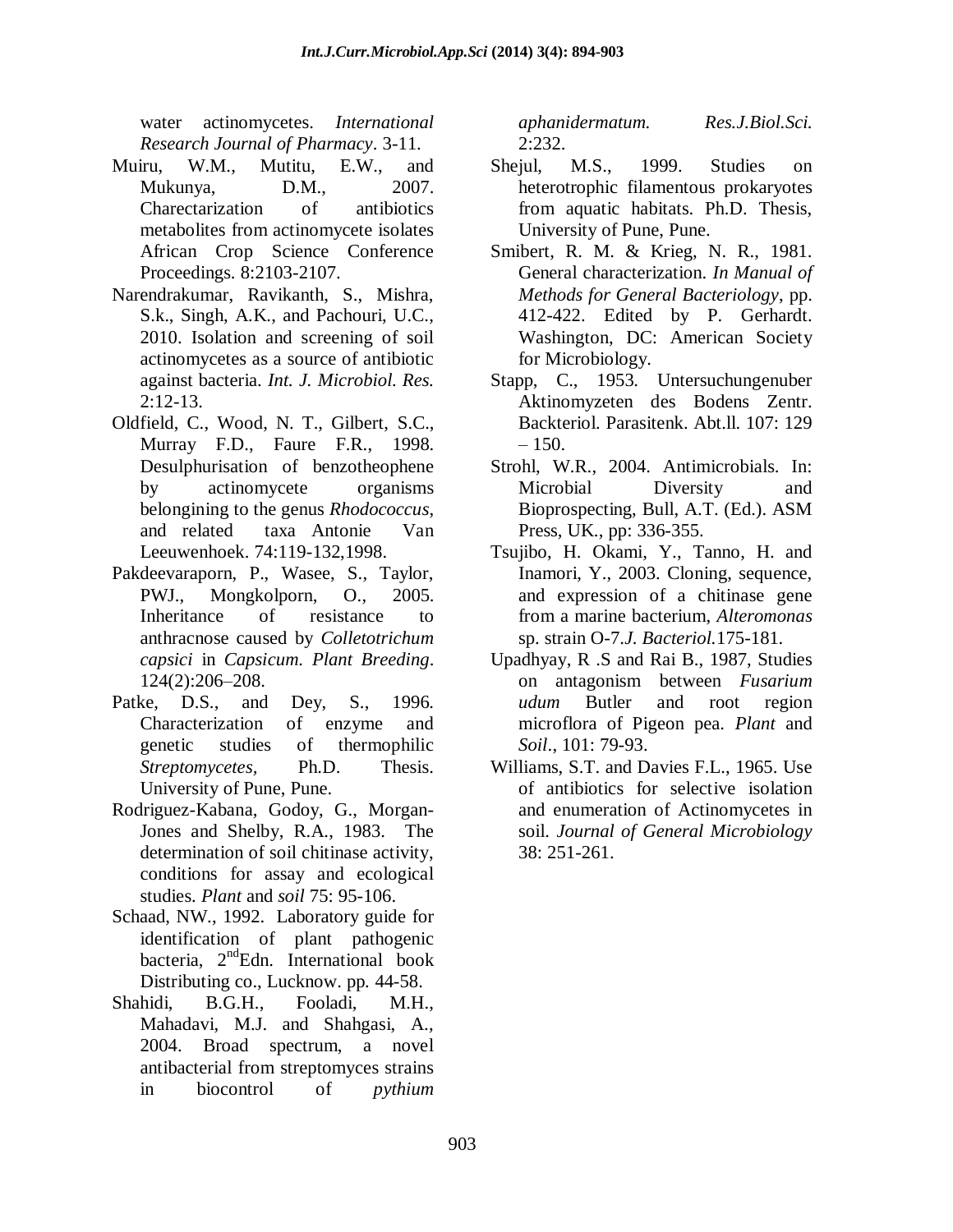water actinomycetes. *International Research Journal of Pharmacy*. 3-11.

Muiru, W.M., Mutitu, E.W., and Mukunya, D.M., 2007. Charectarization of antibiotics metabolites from actinomycete isolates African Crop Science Conference Proceedings. 8:2103-2107.

Narendrakumar, Ravikanth, S., Mishra, S.k., Singh, A.K., and Pachouri, U.C., 2010. Isolation and screening of soil actinomycetes as a source of antibiotic against bacteria. *Int. J. Microbiol. Res.* 2:12-13.

Oldfield, C., Wood, N. T., Gilbert, S.C., Murray F.D., Faure F.R., 1998. Desulphurisation of benzotheophene by actinomycete organisms belongining to the genus *Rhodococcus*, and related taxa Antonie Van Leeuwenhoek. 74:119-132,1998.

Pakdeevaraporn, P., Wasee, S., Taylor, PWJ., Mongkolporn, O., 2005. Inheritance of resistance to anthracnose caused by *Colletotrichum capsici* in *Capsicum*. *Plant Breeding*. 124(2):206–208.

Patke, D.S., and Dey, S., 1996. Characterization of enzyme and genetic studies of thermophilic *Streptomycetes*, Ph.D. Thesis. University of Pune, Pune.

Rodriguez-Kabana, Godoy, G., Morgan-Jones and Shelby, R.A., 1983. The determination of soil chitinase activity, conditions for assay and ecological studies. *Plant* and *soil* 75: 95-106.

Schaad, NW., 1992. Laboratory guide for identification of plant pathogenic bacteria, 2nd Edn. International book Distributing co., Lucknow. pp. 44-58.

Shahidi, B.G.H., Fooladi, M.H., Mahadavi, M.J. and Shahgasi, A., 2004. Broad spectrum, a novel antibacterial from streptomyces strains in biocontrol of *pythium aphanidermatum. Res.J.Biol.Sci.* 2:232.

Shejul, M.S., 1999. Studies on heterotrophic filamentous prokaryotes from aquatic habitats. Ph.D. Thesis, University of Pune, Pune.

Smibert, R. M. & Krieg, N. R., 1981. General characterization. *In Manual of Methods for General Bacteriology*, pp. 412-422. Edited by P. Gerhardt. Washington, DC: American Society for Microbiology.

Stapp, C., 1953. Untersuchungenuber Aktinomyzeten des Bodens Zentr. Backteriol. Parasitenk. Abt.ll. 107: 129 – 150.

Strohl, W.R., 2004. Antimicrobials. In: Microbial Diversity and Bioprospecting, Bull, A.T. (Ed.). ASM Press, UK., pp: 336-355.

Tsujibo, H. Okami, Y., Tanno, H. and Inamori, Y., 2003. Cloning, sequence, and expression of a chitinase gene from a marine bacterium, *Alteromonas* sp. strain O-7.*J. Bacteriol.*175-181.

Upadhyay, R .S and Rai B., 1987, Studies on antagonism between *Fusarium udum* Butler and root region microflora of Pigeon pea. *Plant* and *Soil*., 101: 79-93.

Williams, S.T. and Davies F.L., 1965. Use of antibiotics for selective isolation and enumeration of Actinomycetes in soil. *Journal of General Microbiology* 38: 251-261.